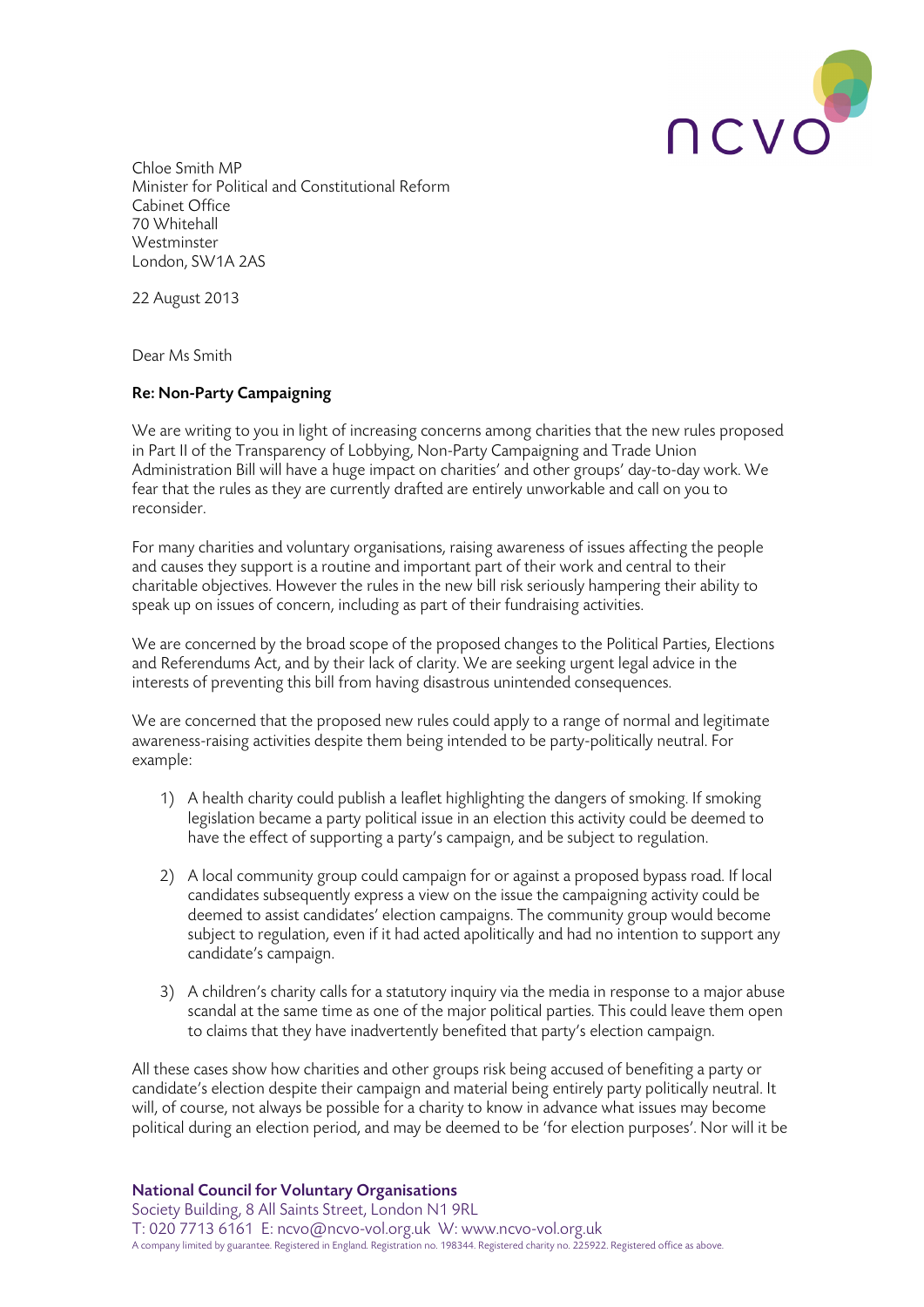Chloe Smith MP
Minister for Political and Constitutional Reform
Cabinet Office
70 Whitehall
Westminster
London, SW1A 2AS

22 August 2013

Dear Ms Smith

**Re: Non-Party Campaigning**

We are writing to you in light of increasing concerns among charities that the new rules proposed in Part II of the Transparency of Lobbying, Non-Party Campaigning and Trade Union Administration Bill will have a huge impact on charities' and other groups' day-to-day work. We fear that the rules as they are currently drafted are entirely unworkable and call on you to reconsider.

For many charities and voluntary organisations, raising awareness of issues affecting the people and causes they support is a routine and important part of their work and central to their charitable objectives. However the rules in the new bill risk seriously hampering their ability to speak up on issues of concern, including as part of their fundraising activities.

We are concerned by the broad scope of the proposed changes to the Political Parties, Elections and Referendums Act, and by their lack of clarity. We are seeking urgent legal advice in the interests of preventing this bill from having disastrous unintended consequences.

We are concerned that the proposed new rules could apply to a range of normal and legitimate awareness-raising activities despite them being intended to be party-politically neutral. For example:

1) A health charity could publish a leaflet highlighting the dangers of smoking. If smoking legislation became a party political issue in an election this activity could be deemed to have the effect of supporting a party's campaign, and be subject to regulation.

2) A local community group could campaign for or against a proposed bypass road. If local candidates subsequently express a view on the issue the campaigning activity could be deemed to assist candidates' election campaigns. The community group would become subject to regulation, even if it had acted apolitically and had no intention to support any candidate's campaign.

3) A children's charity calls for a statutory inquiry via the media in response to a major abuse scandal at the same time as one of the major political parties. This could leave them open to claims that they have inadvertently benefited that party's election campaign.

All these cases show how charities and other groups risk being accused of benefiting a party or candidate's election despite their campaign and material being entirely party politically neutral. It will, of course, not always be possible for a charity to know in advance what issues may become political during an election period, and may be deemed to be 'for election purposes'. Nor will it be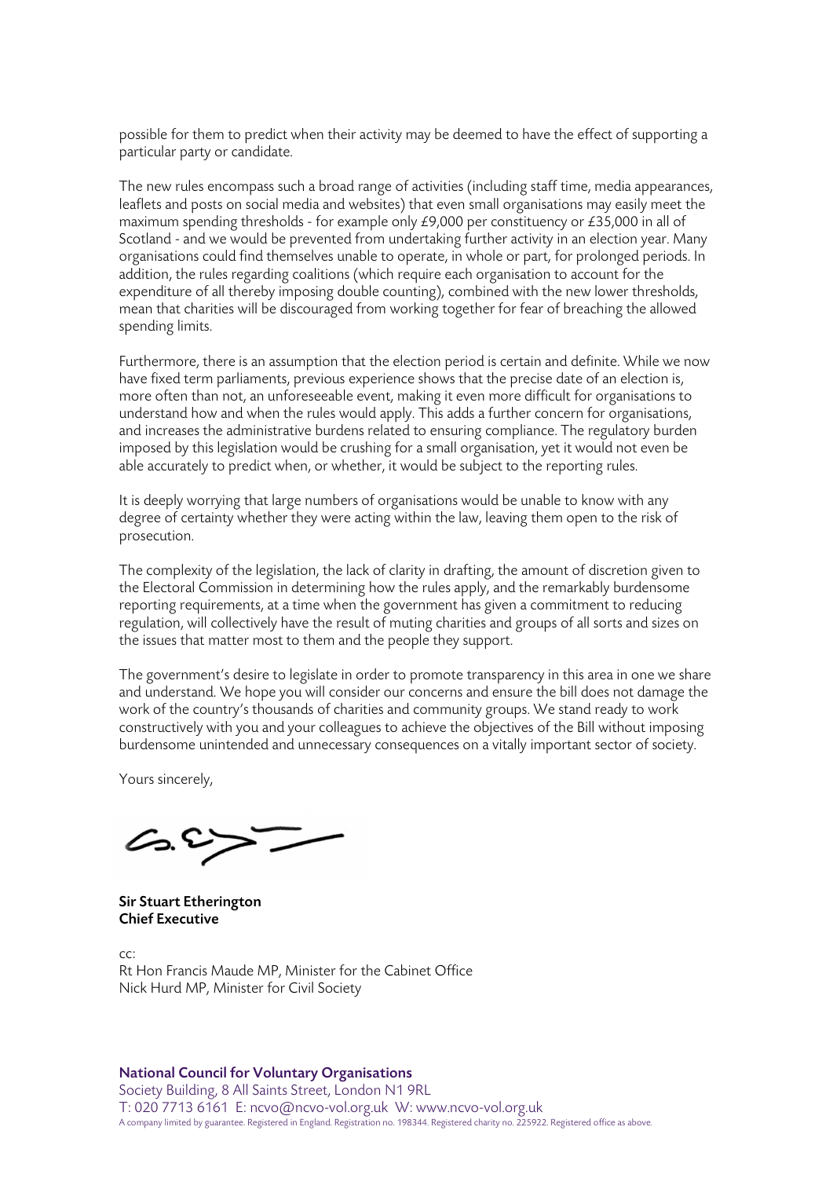possible for them to predict when their activity may be deemed to have the effect of supporting a particular party or candidate.

The new rules encompass such a broad range of activities (including staff time, media appearances, leaflets and posts on social media and websites) that even small organisations may easily meet the maximum spending thresholds - for example only £9,000 per constituency or £35,000 in all of Scotland - and we would be prevented from undertaking further activity in an election year. Many organisations could find themselves unable to operate, in whole or part, for prolonged periods. In addition, the rules regarding coalitions (which require each organisation to account for the expenditure of all thereby imposing double counting), combined with the new lower thresholds, mean that charities will be discouraged from working together for fear of breaching the allowed spending limits.

Furthermore, there is an assumption that the election period is certain and definite. While we now have fixed term parliaments, previous experience shows that the precise date of an election is, more often than not, an unforeseeable event, making it even more difficult for organisations to understand how and when the rules would apply. This adds a further concern for organisations, and increases the administrative burdens related to ensuring compliance. The regulatory burden imposed by this legislation would be crushing for a small organisation, yet it would not even be able accurately to predict when, or whether, it would be subject to the reporting rules.

It is deeply worrying that large numbers of organisations would be unable to know with any degree of certainty whether they were acting within the law, leaving them open to the risk of prosecution.

The complexity of the legislation, the lack of clarity in drafting, the amount of discretion given to the Electoral Commission in determining how the rules apply, and the remarkably burdensome reporting requirements, at a time when the government has given a commitment to reducing regulation, will collectively have the result of muting charities and groups of all sorts and sizes on the issues that matter most to them and the people they support.

The government's desire to legislate in order to promote transparency in this area in one we share and understand. We hope you will consider our concerns and ensure the bill does not damage the work of the country's thousands of charities and community groups. We stand ready to work constructively with you and your colleagues to achieve the objectives of the Bill without imposing burdensome unintended and unnecessary consequences on a vitally important sector of society.

Yours sincerely,

**Sir Stuart Etherington**
**Chief Executive**

cc:
Rt Hon Francis Maude MP, Minister for the Cabinet Office
Nick Hurd MP, Minister for Civil Society

**National Council for Voluntary Organisations**
Society Building, 8 All Saints Street, London N1 9RL
T: 020 7713 6161 E: ncvo@ncvo-vol.org.uk W: www.ncvo-vol.org.uk
A company limited by guarantee. Registered in England. Registration no. 198344. Registered charity no. 225922. Registered office as above.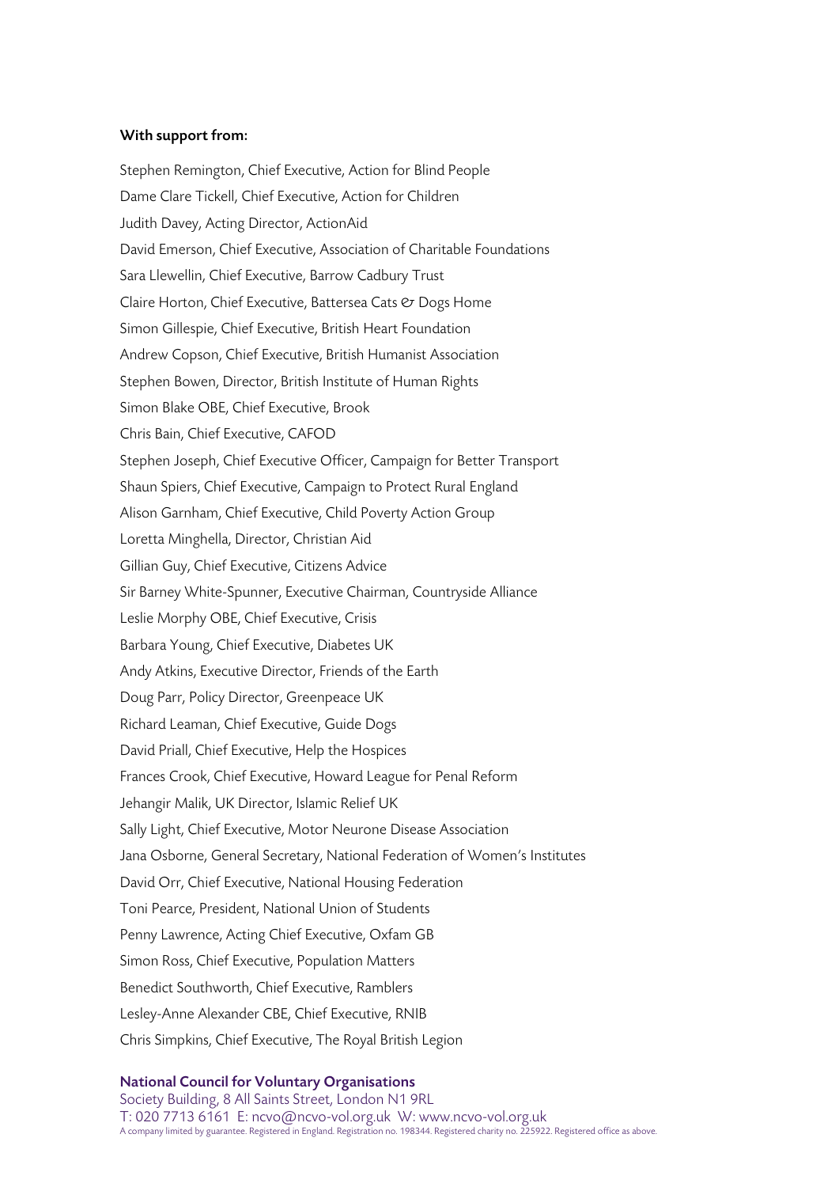**With support from:**

Stephen Remington, Chief Executive, Action for Blind People

Dame Clare Tickell, Chief Executive, Action for Children

Judith Davey, Acting Director, ActionAid

David Emerson, Chief Executive, Association of Charitable Foundations

Sara Llewellin, Chief Executive, Barrow Cadbury Trust

Claire Horton, Chief Executive, Battersea Cats & Dogs Home

Simon Gillespie, Chief Executive, British Heart Foundation

Andrew Copson, Chief Executive, British Humanist Association

Stephen Bowen, Director, British Institute of Human Rights

Simon Blake OBE, Chief Executive, Brook

Chris Bain, Chief Executive, CAFOD

Stephen Joseph, Chief Executive Officer, Campaign for Better Transport

Shaun Spiers, Chief Executive, Campaign to Protect Rural England

Alison Garnham, Chief Executive, Child Poverty Action Group

Loretta Minghella, Director, Christian Aid

Gillian Guy, Chief Executive, Citizens Advice

Sir Barney White-Spunner, Executive Chairman, Countryside Alliance

Leslie Morphy OBE, Chief Executive, Crisis

Barbara Young, Chief Executive, Diabetes UK

Andy Atkins, Executive Director, Friends of the Earth

Doug Parr, Policy Director, Greenpeace UK

Richard Leaman, Chief Executive, Guide Dogs

David Priall, Chief Executive, Help the Hospices

Frances Crook, Chief Executive, Howard League for Penal Reform

Jehangir Malik, UK Director, Islamic Relief UK

Sally Light, Chief Executive, Motor Neurone Disease Association

Jana Osborne, General Secretary, National Federation of Women's Institutes

David Orr, Chief Executive, National Housing Federation

Toni Pearce, President, National Union of Students

Penny Lawrence, Acting Chief Executive, Oxfam GB

Simon Ross, Chief Executive, Population Matters

Benedict Southworth, Chief Executive, Ramblers

Lesley-Anne Alexander CBE, Chief Executive, RNIB

Chris Simpkins, Chief Executive, The Royal British Legion

**National Council for Voluntary Organisations**
Society Building, 8 All Saints Street, London N1 9RL
T: 020 7713 6161 E: ncvo@ncvo-vol.org.uk W: www.ncvo-vol.org.uk
A company limited by guarantee. Registered in England. Registration no. 198344. Registered charity no. 225922. Registered office as above.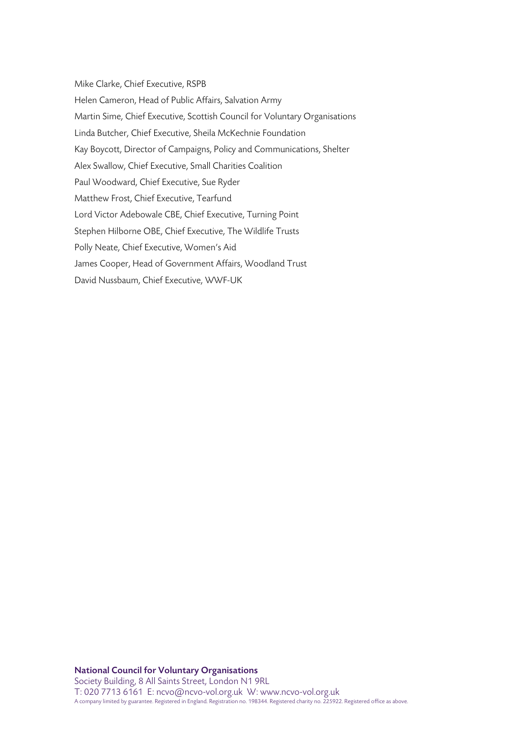Mike Clarke, Chief Executive, RSPB

Helen Cameron, Head of Public Affairs, Salvation Army

Martin Sime, Chief Executive, Scottish Council for Voluntary Organisations

Linda Butcher, Chief Executive, Sheila McKechnie Foundation

Kay Boycott, Director of Campaigns, Policy and Communications, Shelter

Alex Swallow, Chief Executive, Small Charities Coalition

Paul Woodward, Chief Executive, Sue Ryder

Matthew Frost, Chief Executive, Tearfund

Lord Victor Adebowale CBE, Chief Executive, Turning Point

Stephen Hilborne OBE, Chief Executive, The Wildlife Trusts

Polly Neate, Chief Executive, Women's Aid

James Cooper, Head of Government Affairs, Woodland Trust

David Nussbaum, Chief Executive, WWF-UK

**National Council for Voluntary Organisations**
Society Building, 8 All Saints Street, London N1 9RL
T: 020 7713 6161 E: ncvo@ncvo-vol.org.uk W: www.ncvo-vol.org.uk
A company limited by guarantee. Registered in England. Registration no. 198344. Registered charity no. 225922. Registered office as above.